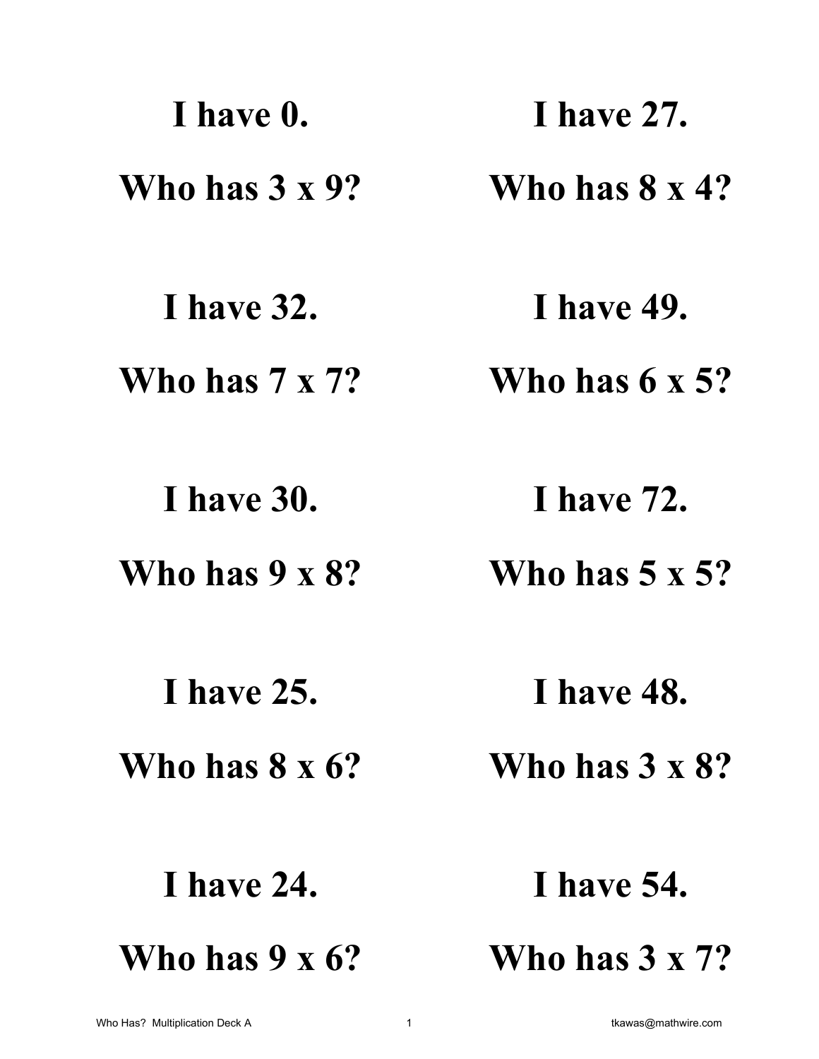**I have 0.**

**Who has 3 x 9?**

**I have 27.**

**Who has 8 x 4?**

**I have 32.**

**Who has 7 x 7?**

**I have 49.**

**Who has 6 x 5?**

**I have 30.**

**Who has 9 x 8?**

**I have 72.**

**Who has 5 x 5?**

**I have 25.**

**Who has 8 x 6?**

**I have 48.**

**Who has 3 x 8?**

**I have 24.**

**Who has 9 x 6?**

**I have 54.**

**Who has 3 x 7?**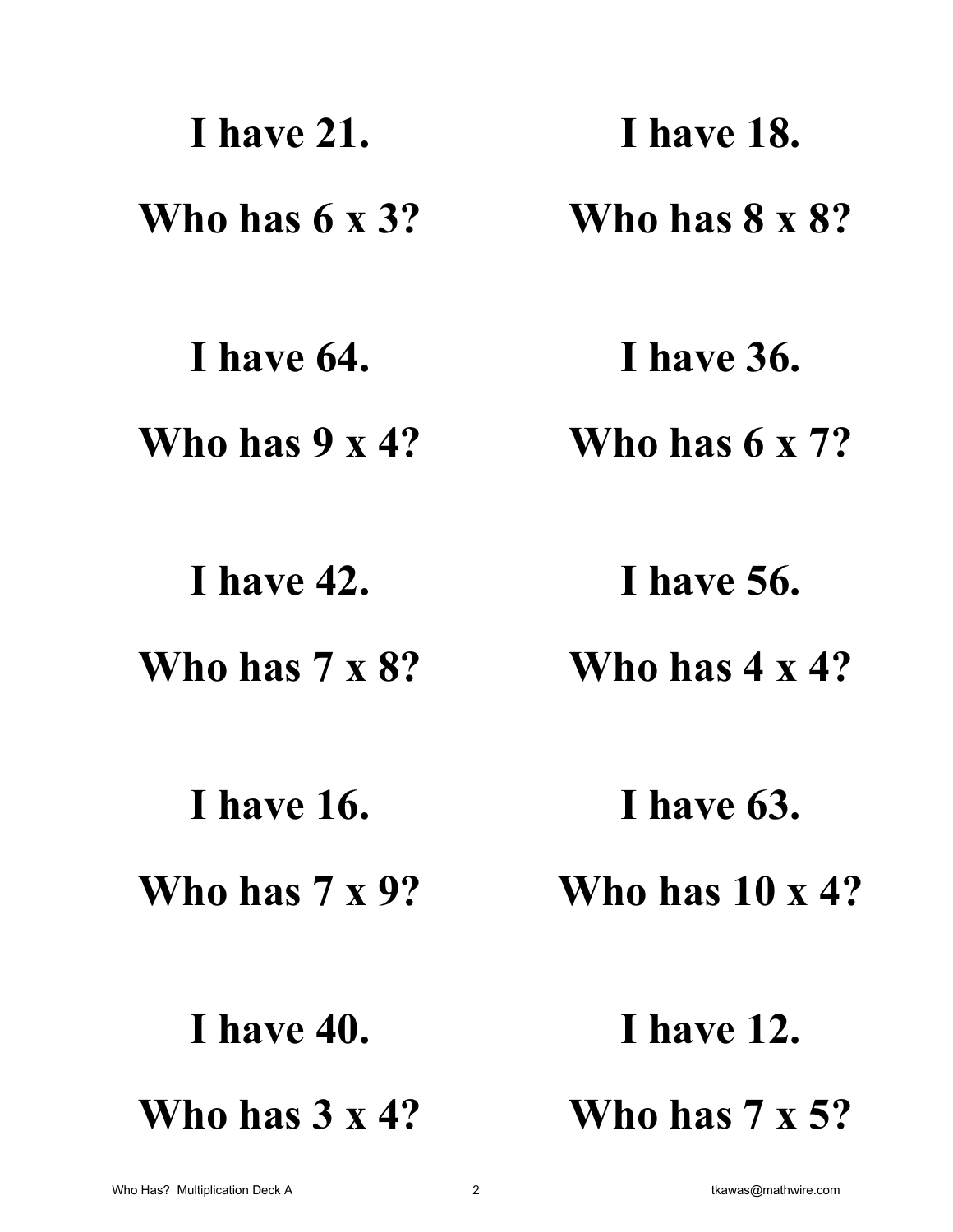**I have 21.**

**Who has 6 x 3?**

**I have 18.**

**Who has 8 x 8?**

**I have 64.**

**Who has 9 x 4?**

**I have 36.**

**Who has 6 x 7?**

**I have 42.**

**Who has 7 x 8?**

**I have 56.**

**Who has 4 x 4?**

**I have 16.**

**Who has 7 x 9?**

**I have 63.**

**Who has 10 x 4?**

**I have 40.**

**Who has 3 x 4?**

**I have 12.**

**Who has 7 x 5?**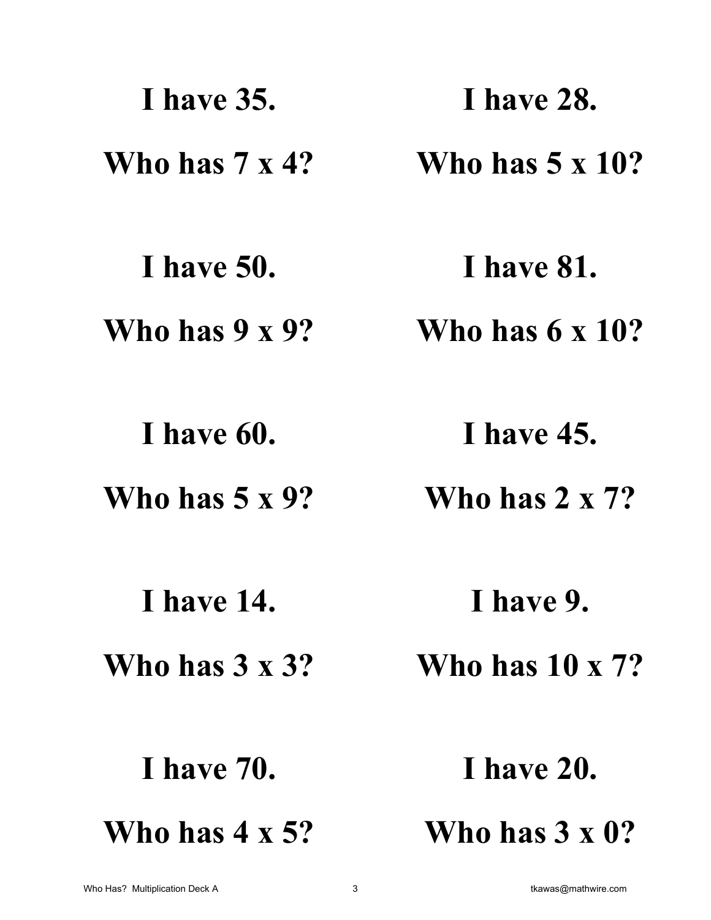**I have 35.**

**Who has 7 x 4?**

**I have 28.**

**Who has 5 x 10?**

**I have 50.**

**Who has 9 x 9?**

**I have 81.**

**Who has 6 x 10?**

**I have 60.**

**Who has 5 x 9?**

**I have 45.**

**Who has 2 x 7?**

**I have 14.**

**Who has 3 x 3?**

**I have 9.**

**Who has 10 x 7?**

**I have 70.**

**Who has 4 x 5?**

**I have 20.**

**Who has 3 x 0?**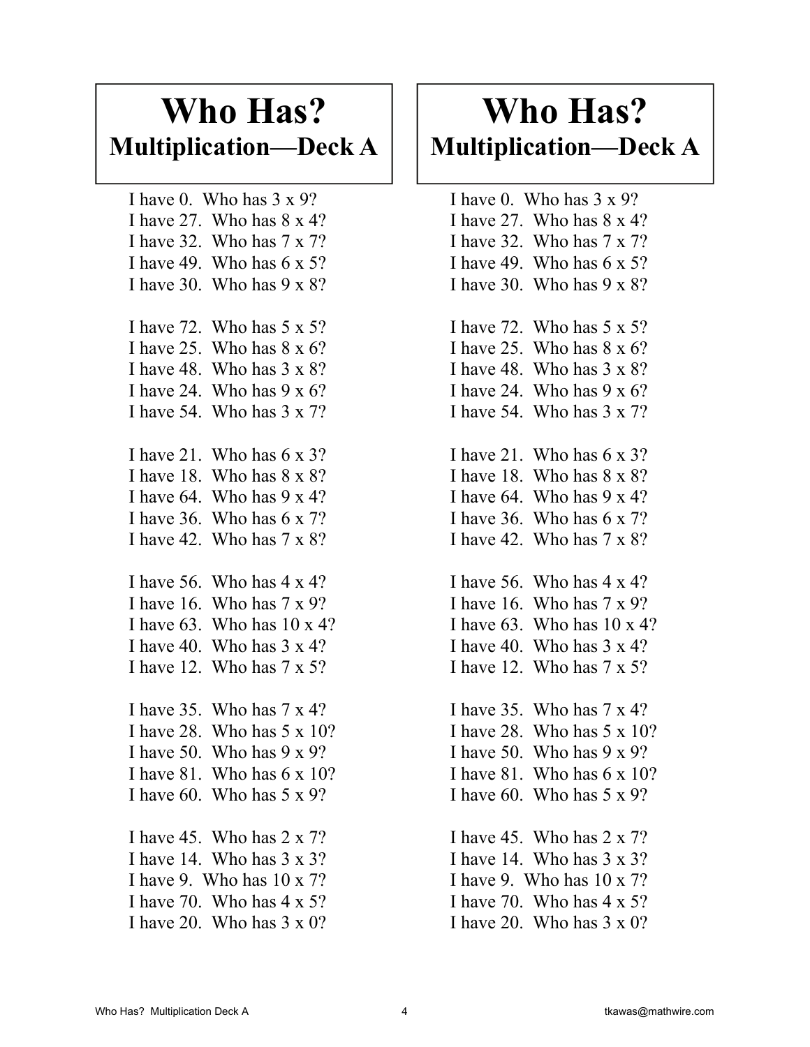# Who Has?
## Multiplication—Deck A

I have 0. Who has 3 x 9?
I have 27. Who has 8 x 4?
I have 32. Who has 7 x 7?
I have 49. Who has 6 x 5?
I have 30. Who has 9 x 8?

I have 72. Who has 5 x 5?
I have 25. Who has 8 x 6?
I have 48. Who has 3 x 8?
I have 24. Who has 9 x 6?
I have 54. Who has 3 x 7?

I have 21. Who has 6 x 3?
I have 18. Who has 8 x 8?
I have 64. Who has 9 x 4?
I have 36. Who has 6 x 7?
I have 42. Who has 7 x 8?

I have 56. Who has 4 x 4?
I have 16. Who has 7 x 9?
I have 63. Who has 10 x 4?
I have 40. Who has 3 x 4?
I have 12. Who has 7 x 5?

I have 35. Who has 7 x 4?
I have 28. Who has 5 x 10?
I have 50. Who has 9 x 9?
I have 81. Who has 6 x 10?
I have 60. Who has 5 x 9?

I have 45. Who has 2 x 7?
I have 14. Who has 3 x 3?
I have 9. Who has 10 x 7?
I have 70. Who has 4 x 5?
I have 20. Who has 3 x 0?

# Who Has?
## Multiplication—Deck A

I have 0. Who has 3 x 9?
I have 27. Who has 8 x 4?
I have 32. Who has 7 x 7?
I have 49. Who has 6 x 5?
I have 30. Who has 9 x 8?

I have 72. Who has 5 x 5?
I have 25. Who has 8 x 6?
I have 48. Who has 3 x 8?
I have 24. Who has 9 x 6?
I have 54. Who has 3 x 7?

I have 21. Who has 6 x 3?
I have 18. Who has 8 x 8?
I have 64. Who has 9 x 4?
I have 36. Who has 6 x 7?
I have 42. Who has 7 x 8?

I have 56. Who has 4 x 4?
I have 16. Who has 7 x 9?
I have 63. Who has 10 x 4?
I have 40. Who has 3 x 4?
I have 12. Who has 7 x 5?

I have 35. Who has 7 x 4?
I have 28. Who has 5 x 10?
I have 50. Who has 9 x 9?
I have 81. Who has 6 x 10?
I have 60. Who has 5 x 9?

I have 45. Who has 2 x 7?
I have 14. Who has 3 x 3?
I have 9. Who has 10 x 7?
I have 70. Who has 4 x 5?
I have 20. Who has 3 x 0?